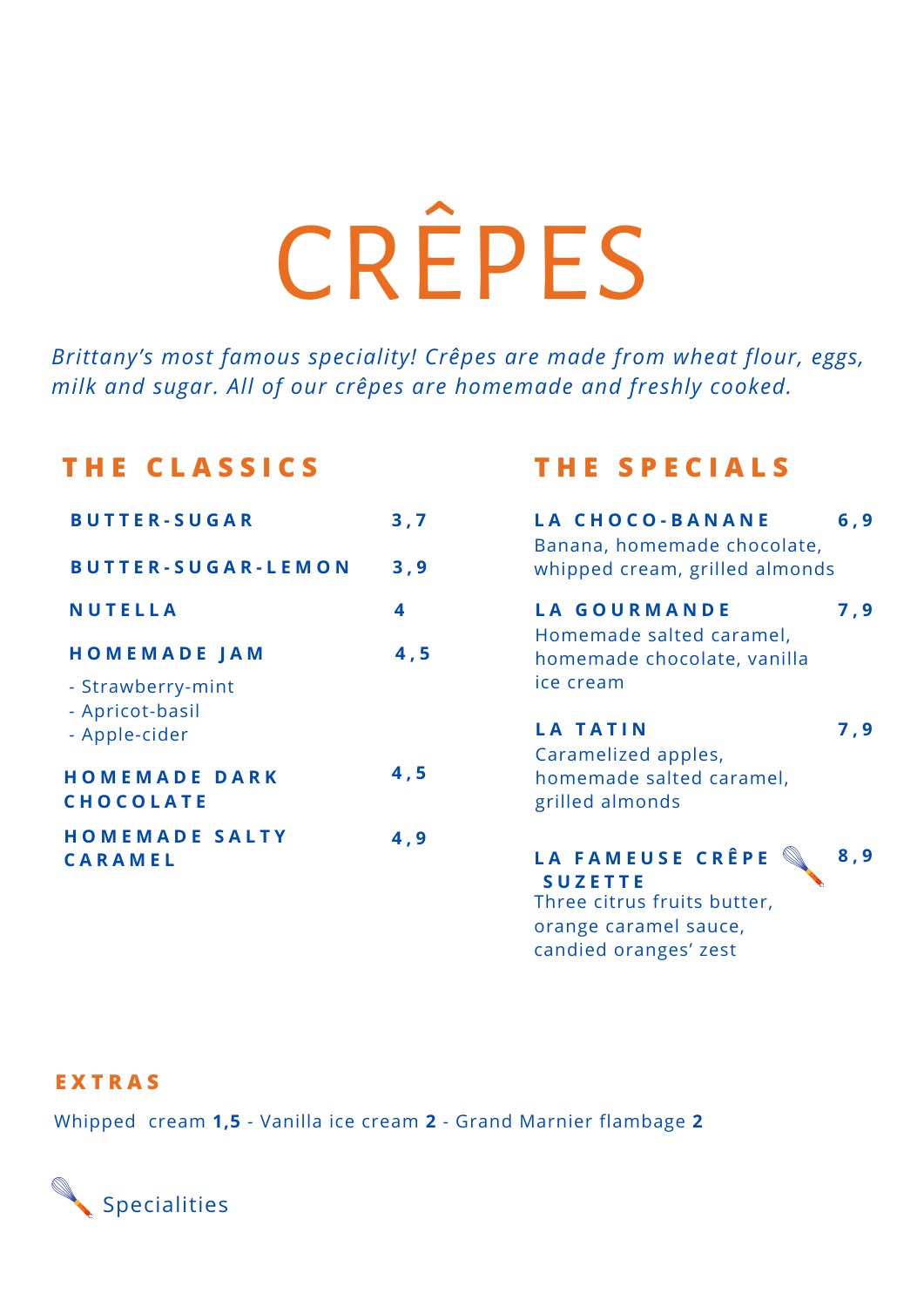# CRÊPES

*Brittany's most famous speciality! Crêpes are made from wheat flour, eggs, milk and sugar. All of our crêpes are homemade and freshly cooked.*

## THE CLASSICS

**BUTTER-SUGAR** 3,7

**BUTTER-SUGAR-LEMON** 3,9

**NUTELLA** 4

**HOMEMADE JAM** 4,5

- Strawberry-mint
- Apricot-basil
- Apple-cider

**HOMEMADE DARK CHOCOLATE** 4,5

**HOMEMADE SALTY CARAMEL** 4,9

## THE SPECIALS

**LA CHOCO-BANANE** 6,9
Banana, homemade chocolate, whipped cream, grilled almonds

**LA GOURMANDE** 7,9
Homemade salted caramel, homemade chocolate, vanilla ice cream

**LA TATIN** 7,9
Caramelized apples, homemade salted caramel, grilled almonds

**LA FAMEUSE CRÊPE SUZETTE** 8,9
Three citrus fruits butter, orange caramel sauce, candied oranges' zest

## EXTRAS

Whipped cream **1,5** - Vanilla ice cream **2** - Grand Marnier flambage **2**

Specialities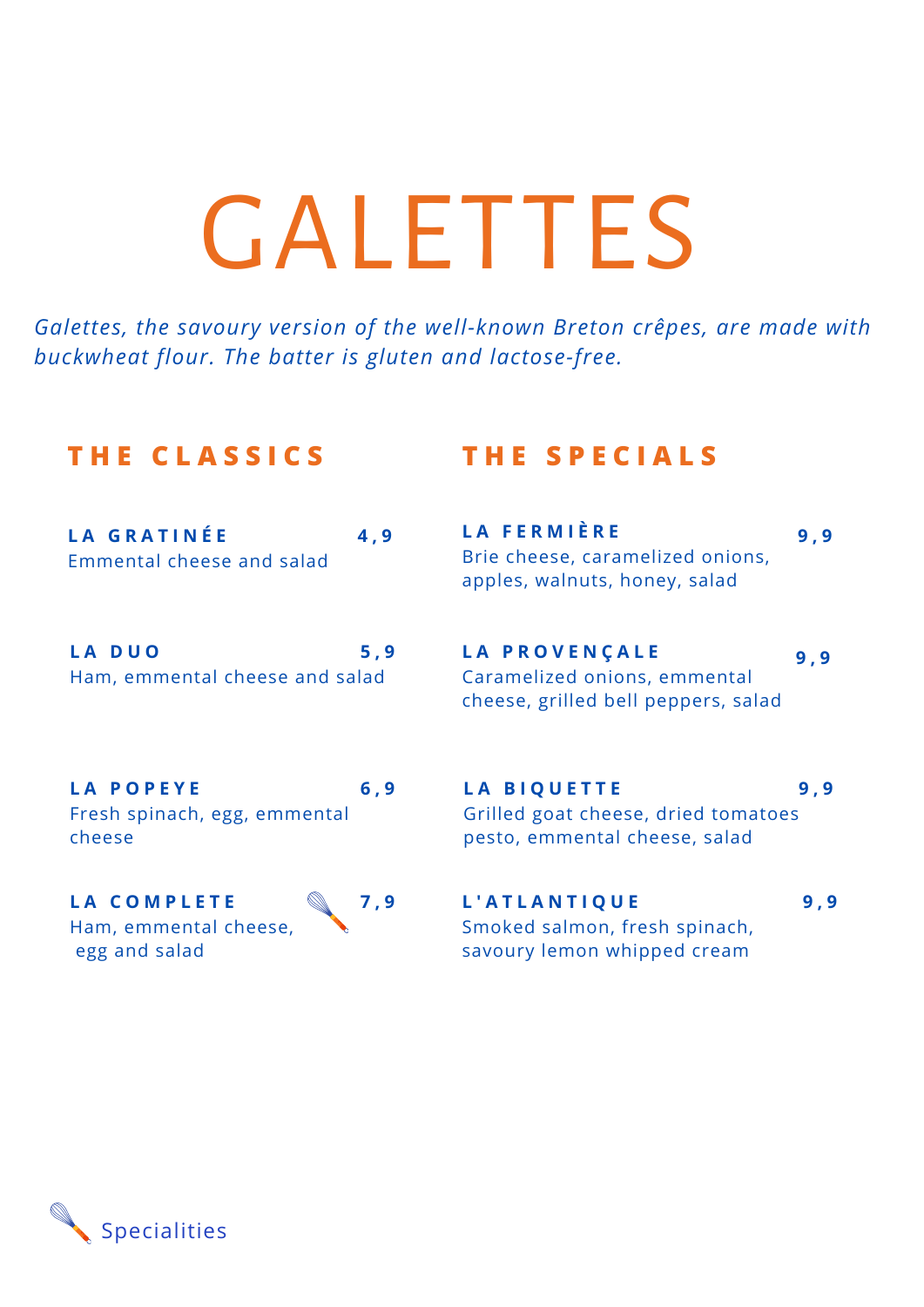# GALETTES

*Galettes, the savoury version of the well-known Breton crêpes, are made with buckwheat flour. The batter is gluten and lactose-free.*

## THE CLASSICS

**LA GRATINÉE** — **4,9**
Emmental cheese and salad

**LA DUO** — **5,9**
Ham, emmental cheese and salad

**LA POPEYE** — **6,9**
Fresh spinach, egg, emmental cheese

**LA COMPLETE** 🥄 — **7,9**
Ham, emmental cheese, egg and salad

## THE SPECIALS

**LA FERMIÈRE** — **9,9**
Brie cheese, caramelized onions, apples, walnuts, honey, salad

**LA PROVENÇALE** — **9,9**
Caramelized onions, emmental cheese, grilled bell peppers, salad

**LA BIQUETTE** — **9,9**
Grilled goat cheese, dried tomatoes pesto, emmental cheese, salad

**L'ATLANTIQUE** — **9,9**
Smoked salmon, fresh spinach, savoury lemon whipped cream

🥄 Specialities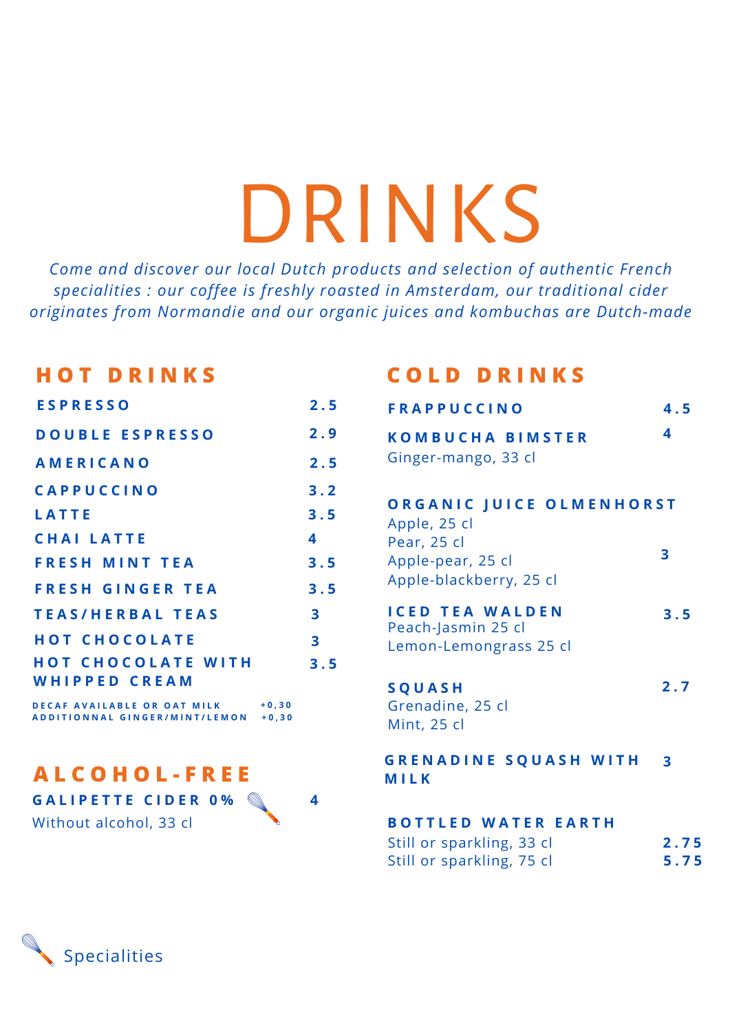# DRINKS

*Come and discover our local Dutch products and selection of authentic French specialities : our coffee is freshly roasted in Amsterdam, our traditional cider originates from Normandie and our organic juices and kombuchas are Dutch-made*

## HOT DRINKS

| Item | Price |
|---|---|
| **ESPRESSO** | 2.5 |
| **DOUBLE ESPRESSO** | 2.9 |
| **AMERICANO** | 2.5 |
| **CAPPUCCINO** | 3.2 |
| **LATTE** | 3.5 |
| **CHAI LATTE** | 4 |
| **FRESH MINT TEA** | 3.5 |
| **FRESH GINGER TEA** | 3.5 |
| **TEAS/HERBAL TEAS** | 3 |
| **HOT CHOCOLATE** | 3 |
| **HOT CHOCOLATE WITH WHIPPED CREAM** | 3.5 |

DECAF AVAILABLE OR OAT MILK +0,30
ADDITIONNAL GINGER/MINT/LEMON +0,30

## ALCOHOL-FREE

**GALIPETTE CIDER 0%** 🥄 — 4
Without alcohol, 33 cl

## COLD DRINKS

**FRAPPUCCINO** — 4.5

**KOMBUCHA BIMSTER** — 4
Ginger-mango, 33 cl

**ORGANIC JUICE OLMENHORST** — 3
Apple, 25 cl
Pear, 25 cl
Apple-pear, 25 cl
Apple-blackberry, 25 cl

**ICED TEA WALDEN** — 3.5
Peach-Jasmin 25 cl
Lemon-Lemongrass 25 cl

**SQUASH** — 2.7
Grenadine, 25 cl
Mint, 25 cl

**GRENADINE SQUASH WITH MILK** — 3

**BOTTLED WATER EARTH**
Still or sparkling, 33 cl — 2.75
Still or sparkling, 75 cl — 5.75

🥄 Specialities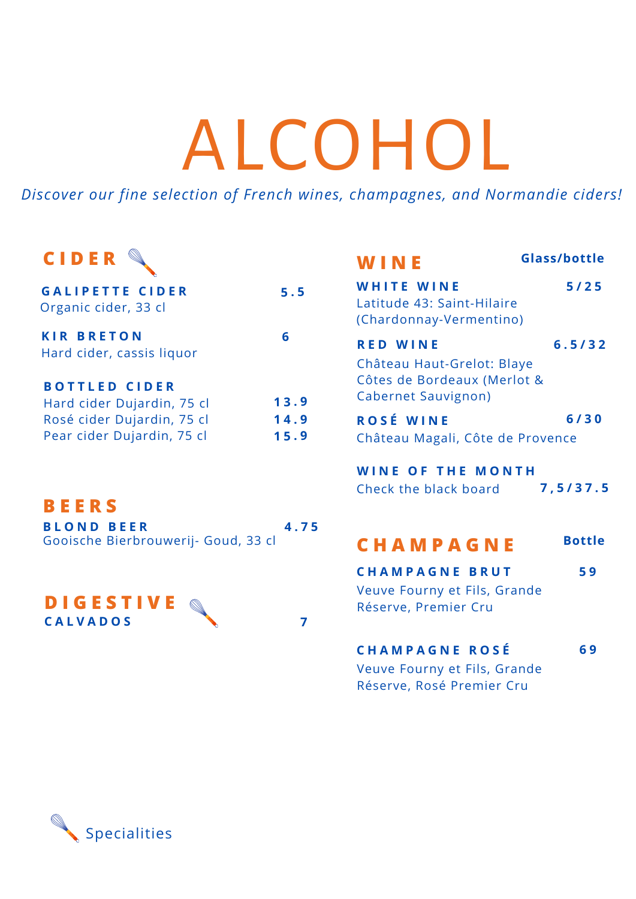# ALCOHOL

*Discover our fine selection of French wines, champagnes, and Normandie ciders!*

## CIDER 🥄

**GALIPETTE CIDER** — 5.5
Organic cider, 33 cl

**KIR BRETON** — 6
Hard cider, cassis liquor

**BOTTLED CIDER**

| | |
|---|---|
| Hard cider Dujardin, 75 cl | 13.9 |
| Rosé cider Dujardin, 75 cl | 14.9 |
| Pear cider Dujardin, 75 cl | 15.9 |

## BEERS

**BLOND BEER** — 4.75
Gooische Bierbrouwerij- Goud, 33 cl

## DIGESTIVE 🥄

**CALVADOS** — 7

## WINE

**Glass/bottle**

**WHITE WINE** — 5/25
Latitude 43: Saint-Hilaire (Chardonnay-Vermentino)

**RED WINE** — 6.5/32
Château Haut-Grelot: Blaye Côtes de Bordeaux (Merlot & Cabernet Sauvignon)

**ROSÉ WINE** — 6/30
Château Magali, Côte de Provence

**WINE OF THE MONTH**
Check the black board — 7,5/37.5

## CHAMPAGNE

**Bottle**

**CHAMPAGNE BRUT** — 59
Veuve Fourny et Fils, Grande Réserve, Premier Cru

**CHAMPAGNE ROSÉ** — 69
Veuve Fourny et Fils, Grande Réserve, Rosé Premier Cru

🥄 Specialities